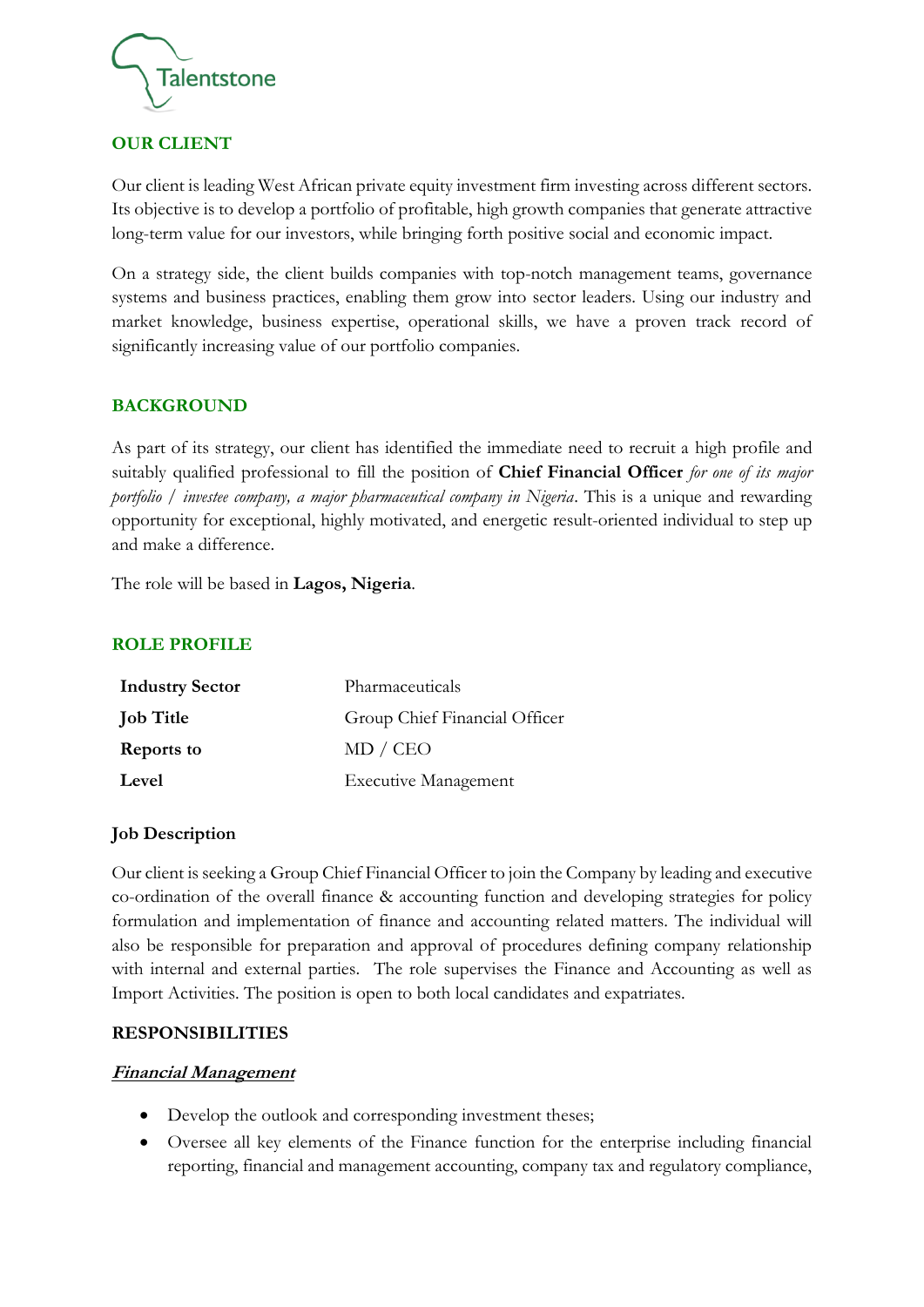Talentstone

## OUR CLIENT

Our client is leading West African private equity investment firm investing across different sectors. Its objective is to develop a portfolio of profitable, high growth companies that generate attractive long-term value for our investors, while bringing forth positive social and economic impact.

On a strategy side, the client builds companies with top-notch management teams, governance systems and business practices, enabling them grow into sector leaders. Using our industry and market knowledge, business expertise, operational skills, we have a proven track record of significantly increasing value of our portfolio companies.

## BACKGROUND

As part of its strategy, our client has identified the immediate need to recruit a high profile and suitably qualified professional to fill the position of **Chief Financial Officer** *for one of its major portfolio / investee company, a major pharmaceutical company in Nigeria*. This is a unique and rewarding opportunity for exceptional, highly motivated, and energetic result-oriented individual to step up and make a difference.

The role will be based in **Lagos, Nigeria**.

## ROLE PROFILE

| | |
|---|---|
| **Industry Sector** | Pharmaceuticals |
| **Job Title** | Group Chief Financial Officer |
| **Reports to** | MD / CEO |
| **Level** | Executive Management |

### Job Description

Our client is seeking a Group Chief Financial Officer to join the Company by leading and executive co-ordination of the overall finance & accounting function and developing strategies for policy formulation and implementation of finance and accounting related matters. The individual will also be responsible for preparation and approval of procedures defining company relationship with internal and external parties. The role supervises the Finance and Accounting as well as Import Activities. The position is open to both local candidates and expatriates.

### RESPONSIBILITIES

***Financial Management***

- Develop the outlook and corresponding investment theses;
- Oversee all key elements of the Finance function for the enterprise including financial reporting, financial and management accounting, company tax and regulatory compliance,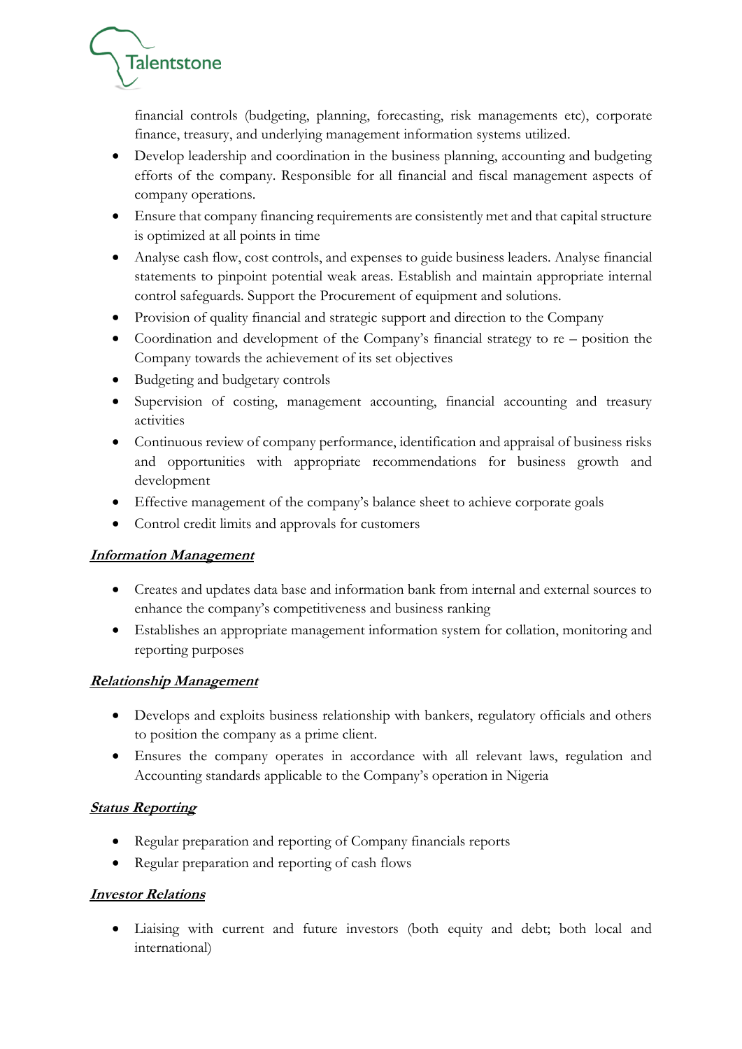financial controls (budgeting, planning, forecasting, risk managements etc), corporate finance, treasury, and underlying management information systems utilized.

- Develop leadership and coordination in the business planning, accounting and budgeting efforts of the company. Responsible for all financial and fiscal management aspects of company operations.
- Ensure that company financing requirements are consistently met and that capital structure is optimized at all points in time
- Analyse cash flow, cost controls, and expenses to guide business leaders. Analyse financial statements to pinpoint potential weak areas. Establish and maintain appropriate internal control safeguards. Support the Procurement of equipment and solutions.
- Provision of quality financial and strategic support and direction to the Company
- Coordination and development of the Company's financial strategy to re – position the Company towards the achievement of its set objectives
- Budgeting and budgetary controls
- Supervision of costing, management accounting, financial accounting and treasury activities
- Continuous review of company performance, identification and appraisal of business risks and opportunities with appropriate recommendations for business growth and development
- Effective management of the company's balance sheet to achieve corporate goals
- Control credit limits and approvals for customers

***Information Management***

- Creates and updates data base and information bank from internal and external sources to enhance the company's competitiveness and business ranking
- Establishes an appropriate management information system for collation, monitoring and reporting purposes

***Relationship Management***

- Develops and exploits business relationship with bankers, regulatory officials and others to position the company as a prime client.
- Ensures the company operates in accordance with all relevant laws, regulation and Accounting standards applicable to the Company's operation in Nigeria

***Status Reporting***

- Regular preparation and reporting of Company financials reports
- Regular preparation and reporting of cash flows

***Investor Relations***

- Liaising with current and future investors (both equity and debt; both local and international)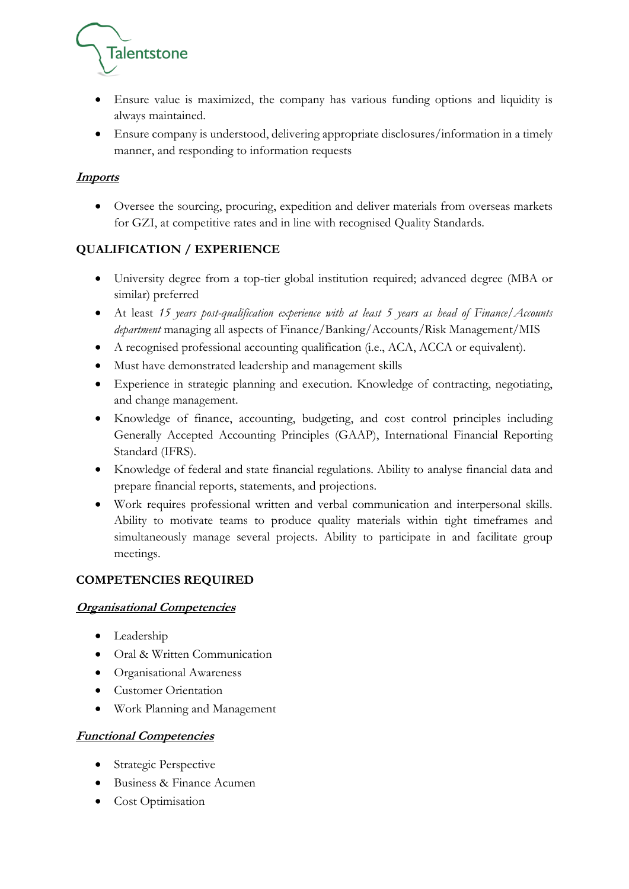- Ensure value is maximized, the company has various funding options and liquidity is always maintained.
- Ensure company is understood, delivering appropriate disclosures/information in a timely manner, and responding to information requests

***Imports***

- Oversee the sourcing, procuring, expedition and deliver materials from overseas markets for GZI, at competitive rates and in line with recognised Quality Standards.

## QUALIFICATION / EXPERIENCE

- University degree from a top-tier global institution required; advanced degree (MBA or similar) preferred
- At least *15 years post-qualification experience with at least 5 years as head of Finance/Accounts department* managing all aspects of Finance/Banking/Accounts/Risk Management/MIS
- A recognised professional accounting qualification (i.e., ACA, ACCA or equivalent).
- Must have demonstrated leadership and management skills
- Experience in strategic planning and execution. Knowledge of contracting, negotiating, and change management.
- Knowledge of finance, accounting, budgeting, and cost control principles including Generally Accepted Accounting Principles (GAAP), International Financial Reporting Standard (IFRS).
- Knowledge of federal and state financial regulations. Ability to analyse financial data and prepare financial reports, statements, and projections.
- Work requires professional written and verbal communication and interpersonal skills. Ability to motivate teams to produce quality materials within tight timeframes and simultaneously manage several projects. Ability to participate in and facilitate group meetings.

## COMPETENCIES REQUIRED

***Organisational Competencies***

- Leadership
- Oral & Written Communication
- Organisational Awareness
- Customer Orientation
- Work Planning and Management

***Functional Competencies***

- Strategic Perspective
- Business & Finance Acumen
- Cost Optimisation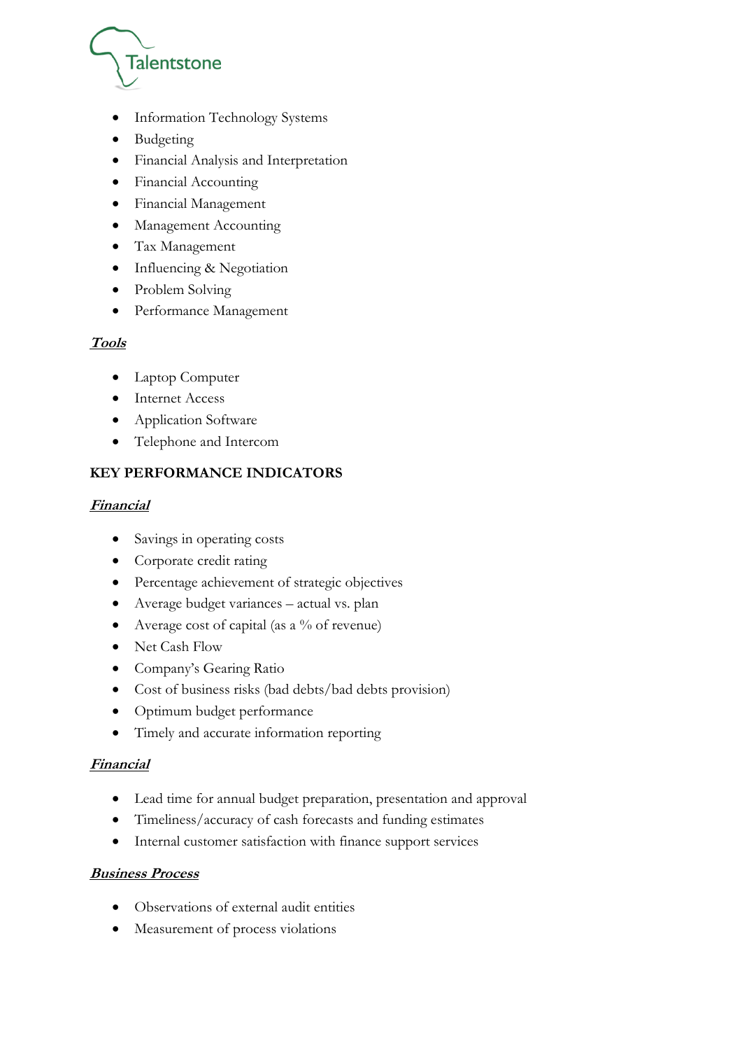- Information Technology Systems
- Budgeting
- Financial Analysis and Interpretation
- Financial Accounting
- Financial Management
- Management Accounting
- Tax Management
- Influencing & Negotiation
- Problem Solving
- Performance Management

***Tools***

- Laptop Computer
- Internet Access
- Application Software
- Telephone and Intercom

**KEY PERFORMANCE INDICATORS**

***Financial***

- Savings in operating costs
- Corporate credit rating
- Percentage achievement of strategic objectives
- Average budget variances – actual vs. plan
- Average cost of capital (as a % of revenue)
- Net Cash Flow
- Company's Gearing Ratio
- Cost of business risks (bad debts/bad debts provision)
- Optimum budget performance
- Timely and accurate information reporting

***Financial***

- Lead time for annual budget preparation, presentation and approval
- Timeliness/accuracy of cash forecasts and funding estimates
- Internal customer satisfaction with finance support services

***Business Process***

- Observations of external audit entities
- Measurement of process violations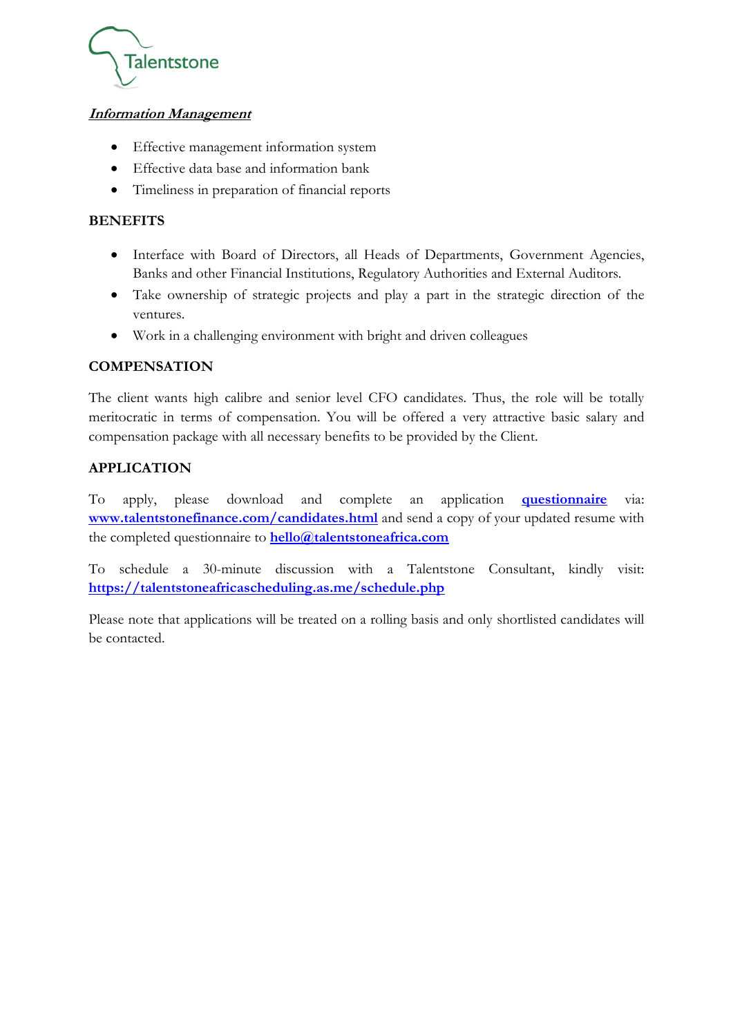***Information Management***

- Effective management information system
- Effective data base and information bank
- Timeliness in preparation of financial reports

**BENEFITS**

- Interface with Board of Directors, all Heads of Departments, Government Agencies, Banks and other Financial Institutions, Regulatory Authorities and External Auditors.
- Take ownership of strategic projects and play a part in the strategic direction of the ventures.
- Work in a challenging environment with bright and driven colleagues

**COMPENSATION**

The client wants high calibre and senior level CFO candidates. Thus, the role will be totally meritocratic in terms of compensation. You will be offered a very attractive basic salary and compensation package with all necessary benefits to be provided by the Client.

**APPLICATION**

To apply, please download and complete an application **questionnaire** via: **www.talentstonefinance.com/candidates.html** and send a copy of your updated resume with the completed questionnaire to **hello@talentstoneafrica.com**

To schedule a 30-minute discussion with a Talentstone Consultant, kindly visit: **https://talentstoneafricascheduling.as.me/schedule.php**

Please note that applications will be treated on a rolling basis and only shortlisted candidates will be contacted.